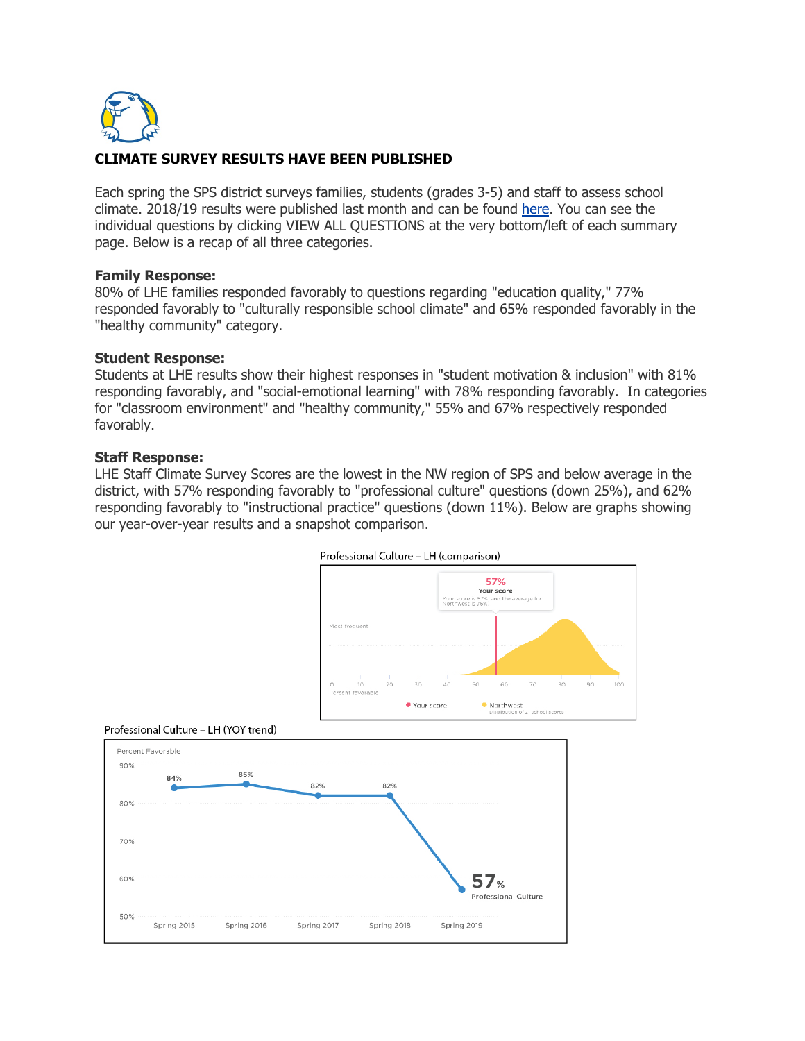## CLIMATE SURVEY RESULTS HAVE BEEN PUBLISHED

Each spring the SPS district surveys families, students (grades 3-5) and staff to assess school climate. 2018/19 results were published last month and can be found here. You can see the individual questions by clicking VIEW ALL QUESTIONS at the very bottom/left of each summary page. Below is a recap of all three categories.

### Family Response:

80% of LHE families responded favorably to questions regarding "education quality," 77% responded favorably to "culturally responsible school climate" and 65% responded favorably in the "healthy community" category.

### Student Response:

Students at LHE results show their highest responses in "student motivation & inclusion" with 81% responding favorably, and "social-emotional learning" with 78% responding favorably. In categories for "classroom environment" and "healthy community," 55% and 67% respectively responded favorably.

### Staff Response:

LHE Staff Climate Survey Scores are the lowest in the NW region of SPS and below average in the district, with 57% responding favorably to "professional culture" questions (down 25%), and 62% responding favorably to "instructional practice" questions (down 11%). Below are graphs showing our year-over-year results and a snapshot comparison.

Professional Culture – LH (comparison)

57% Your score
Your score is 57%, and the average for Northwest is 76%.

Most frequent

0 10 20 30 40 50 60 70 80 90 100
Percent favorable

Your score · Northwest (Distribution of 21 school scores)

Professional Culture – LH (YOY trend)

Percent Favorable

| Spring 2015 | Spring 2016 | Spring 2017 | Spring 2018 | Spring 2019 |
|---|---|---|---|---|
| 84% | 85% | 82% | 82% | 57% |

57% Professional Culture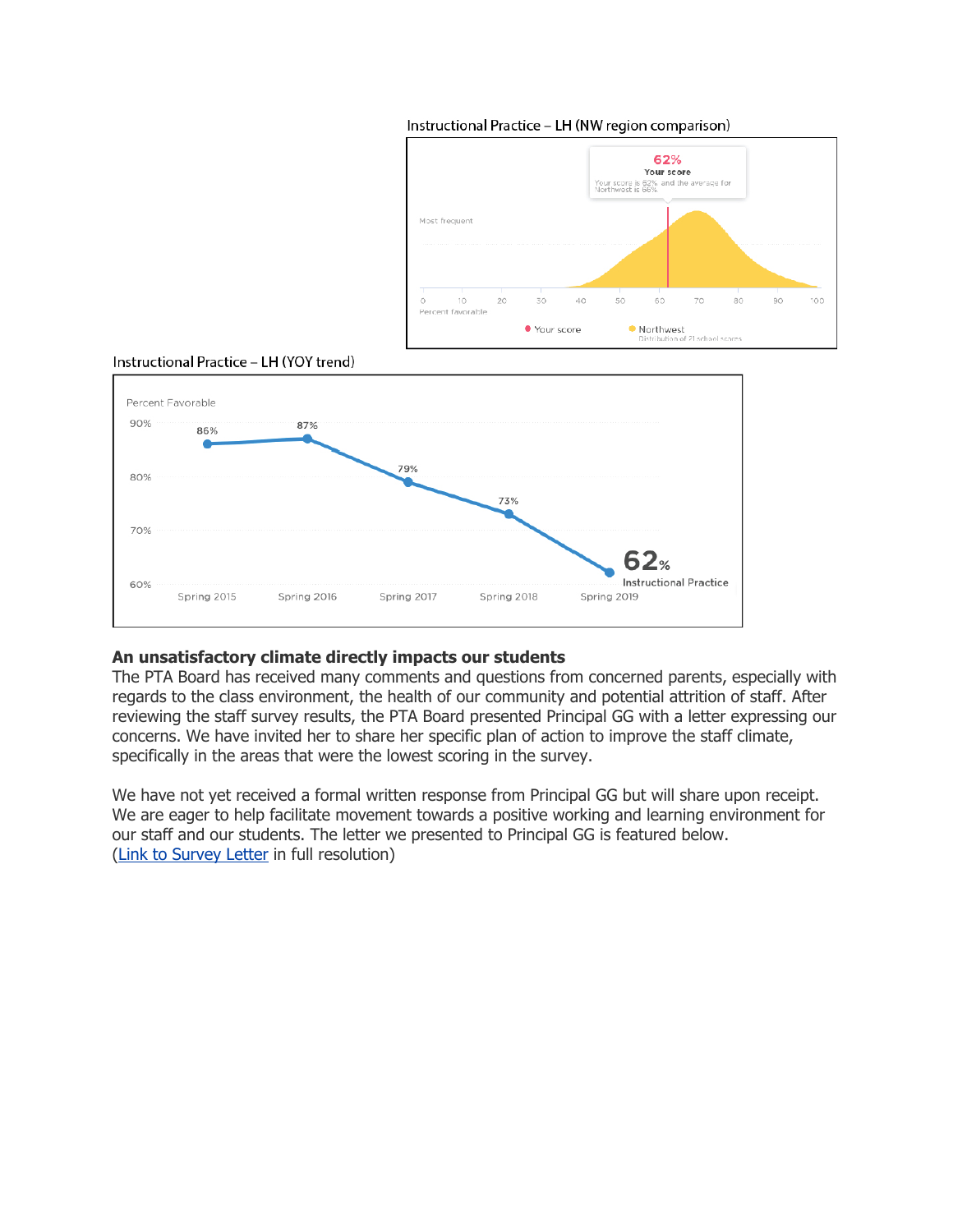Instructional Practice – LH (NW region comparison)

Instructional Practice – LH (YOY trend)

**An unsatisfactory climate directly impacts our students**

The PTA Board has received many comments and questions from concerned parents, especially with regards to the class environment, the health of our community and potential attrition of staff. After reviewing the staff survey results, the PTA Board presented Principal GG with a letter expressing our concerns. We have invited her to share her specific plan of action to improve the staff climate, specifically in the areas that were the lowest scoring in the survey.

We have not yet received a formal written response from Principal GG but will share upon receipt. We are eager to help facilitate movement towards a positive working and learning environment for our staff and our students. The letter we presented to Principal GG is featured below. (Link to Survey Letter in full resolution)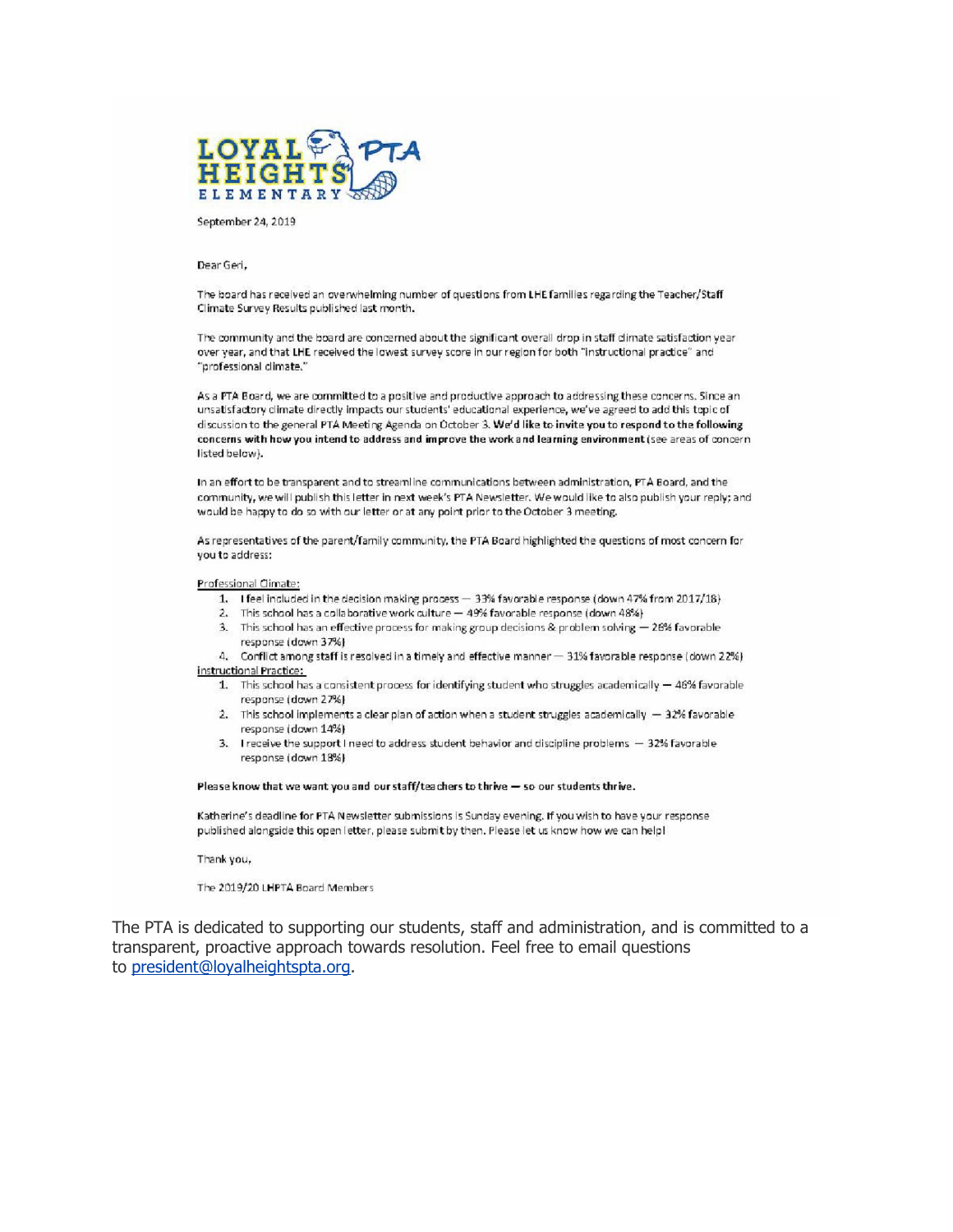LOYAL HEIGHTS ELEMENTARY PTA

September 24, 2019

Dear Geri,

The board has received an overwhelming number of questions from LHE families regarding the Teacher/Staff Climate Survey Results published last month.

The community and the board are concerned about the significant overall drop in staff climate satisfaction year over year, and that LHE received the lowest survey score in our region for both "instructional practice" and "professional climate."

As a PTA Board, we are committed to a positive and productive approach to addressing these concerns. Since an unsatisfactory climate directly impacts our students' educational experience, we've agreed to add this topic of discussion to the general PTA Meeting Agenda on October 3. **We'd like to invite you to respond to the following concerns with how you intend to address and improve the work and learning environment** (see areas of concern listed below).

In an effort to be transparent and to streamline communications between administration, PTA Board, and the community, we will publish this letter in next week's PTA Newsletter. We would like to also publish your reply; and would be happy to do so with our letter or at any point prior to the October 3 meeting.

As representatives of the parent/family community, the PTA Board highlighted the questions of most concern for you to address:

Professional Climate:

1. I feel included in the decision making process — 33% favorable response (down 47% from 2017/18)
2. This school has a collaborative work culture — 49% favorable response (down 48%)
3. This school has an effective process for making group decisions & problem solving — 28% favorable response (down 37%)
4. Conflict among staff is resolved in a timely and effective manner — 31% favorable response (down 22%)

Instructional Practice:

1. This school has a consistent process for identifying student who struggles academically — 46% favorable response (down 27%)
2. This school implements a clear plan of action when a student struggles academically — 32% favorable response (down 14%)
3. I receive the support I need to address student behavior and discipline problems — 32% favorable response (down 18%)

**Please know that we want you and our staff/teachers to thrive — so our students thrive.**

Katherine's deadline for PTA Newsletter submissions is Sunday evening. If you wish to have your response published alongside this open letter, please submit by then. Please let us know how we can help!

Thank you,

The 2019/20 LHPTA Board Members

The PTA is dedicated to supporting our students, staff and administration, and is committed to a transparent, proactive approach towards resolution. Feel free to email questions to president@loyalheightspta.org.